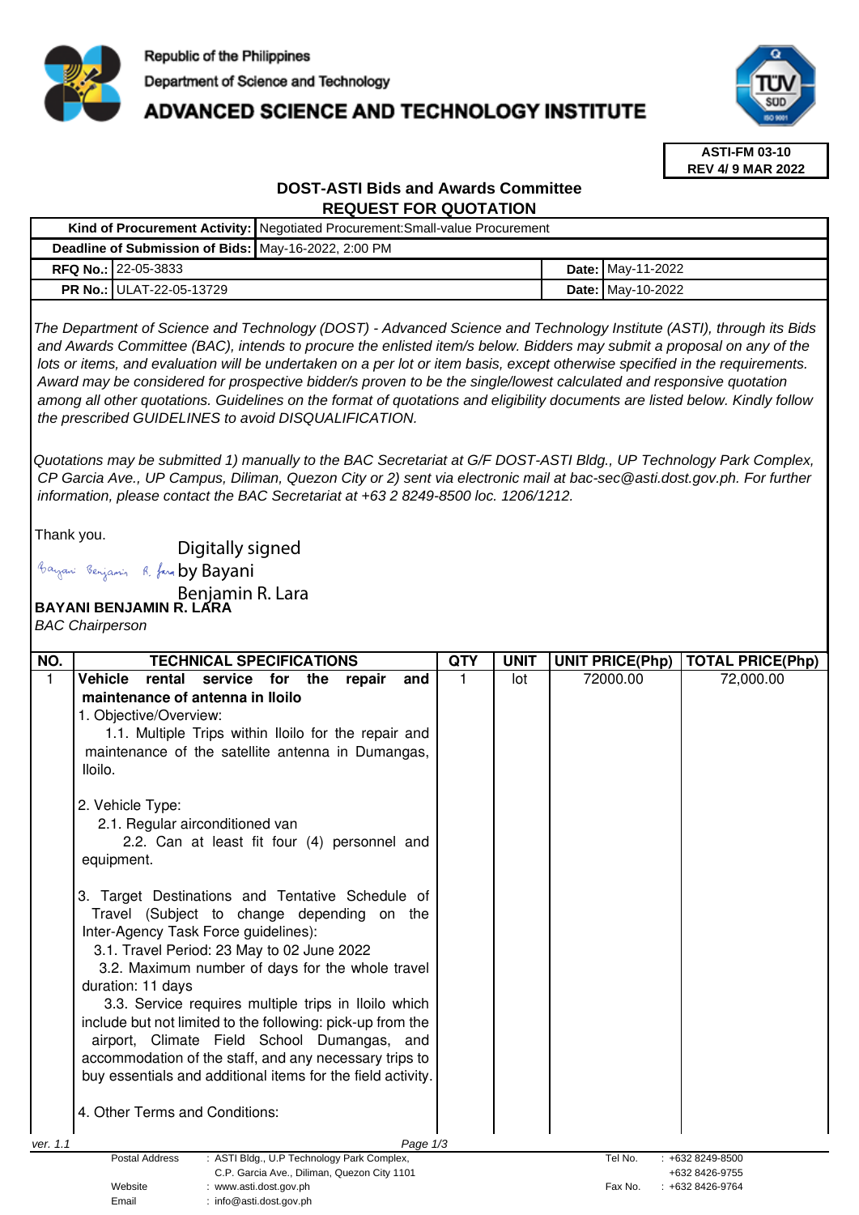Republic of the Philippines
Department of Science and Technology
**ADVANCED SCIENCE AND TECHNOLOGY INSTITUTE**

**ASTI-FM 03-10**
**REV 4/ 9 MAR 2022**

## DOST-ASTI Bids and Awards Committee
## REQUEST FOR QUOTATION

| | | | |
|---|---|---|---|
| **Kind of Procurement Activity:** | Negotiated Procurement:Small-value Procurement | | |
| **Deadline of Submission of Bids:** | May-16-2022, 2:00 PM | | |
| **RFQ No.:** | 22-05-3833 | **Date:** | May-11-2022 |
| **PR No.:** | ULAT-22-05-13729 | **Date:** | May-10-2022 |

*The Department of Science and Technology (DOST) - Advanced Science and Technology Institute (ASTI), through its Bids and Awards Committee (BAC), intends to procure the enlisted item/s below. Bidders may submit a proposal on any of the lots or items, and evaluation will be undertaken on a per lot or item basis, except otherwise specified in the requirements. Award may be considered for prospective bidder/s proven to be the single/lowest calculated and responsive quotation among all other quotations. Guidelines on the format of quotations and eligibility documents are listed below. Kindly follow the prescribed GUIDELINES to avoid DISQUALIFICATION.*

*Quotations may be submitted 1) manually to the BAC Secretariat at G/F DOST-ASTI Bldg., UP Technology Park Complex, CP Garcia Ave., UP Campus, Diliman, Quezon City or 2) sent via electronic mail at bac-sec@asti.dost.gov.ph. For further information, please contact the BAC Secretariat at +63 2 8249-8500 loc. 1206/1212.*

Thank you.

Digitally signed by Bayani Benjamin R. Lara

**BAYANI BENJAMIN R. LARA**
*BAC Chairperson*

| NO. | TECHNICAL SPECIFICATIONS | QTY | UNIT | UNIT PRICE(Php) | TOTAL PRICE(Php) |
|---|---|---|---|---|---|
| 1 | **Vehicle rental service for the repair and maintenance of antenna in Iloilo**<br>1. Objective/Overview:<br>1.1. Multiple Trips within Iloilo for the repair and maintenance of the satellite antenna in Dumangas, Iloilo.<br><br>2. Vehicle Type:<br>2.1. Regular airconditioned van<br>2.2. Can at least fit four (4) personnel and equipment.<br><br>3. Target Destinations and Tentative Schedule of Travel (Subject to change depending on the Inter-Agency Task Force guidelines):<br>3.1. Travel Period: 23 May to 02 June 2022<br>3.2. Maximum number of days for the whole travel duration: 11 days<br>3.3. Service requires multiple trips in Iloilo which include but not limited to the following: pick-up from the airport, Climate Field School Dumangas, and accommodation of the staff, and any necessary trips to buy essentials and additional items for the field activity.<br><br>4. Other Terms and Conditions: | 1 | lot | 72000.00 | 72,000.00 |

ver. 1.1

| | | | |
|---|---|---|---|
| Postal Address | : ASTI Bldg., U.P Technology Park Complex, C.P. Garcia Ave., Diliman, Quezon City 1101 | Tel No. | : +632 8249-8500 +632 8426-9755 |
| Website | : www.asti.dost.gov.ph | Fax No. | : +632 8426-9764 |
| Email | : info@asti.dost.gov.ph | | |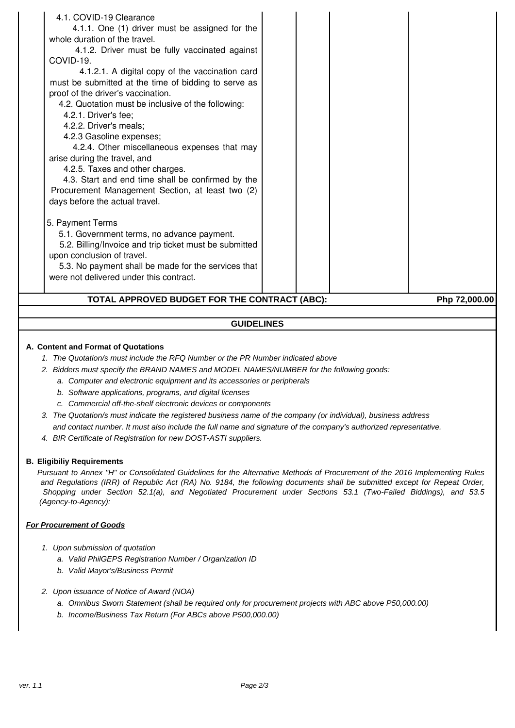| | | | | |
|---|---|---|---|---|
| 4.1. COVID-19 Clearance<br>4.1.1. One (1) driver must be assigned for the whole duration of the travel.<br>4.1.2. Driver must be fully vaccinated against COVID-19.<br>4.1.2.1. A digital copy of the vaccination card must be submitted at the time of bidding to serve as proof of the driver's vaccination.<br>4.2. Quotation must be inclusive of the following:<br>4.2.1. Driver's fee;<br>4.2.2. Driver's meals;<br>4.2.3 Gasoline expenses;<br>4.2.4. Other miscellaneous expenses that may arise during the travel, and<br>4.2.5. Taxes and other charges.<br>4.3. Start and end time shall be confirmed by the Procurement Management Section, at least two (2) days before the actual travel.<br><br>5. Payment Terms<br>5.1. Government terms, no advance payment.<br>5.2. Billing/Invoice and trip ticket must be submitted upon conclusion of travel.<br>5.3. No payment shall be made for the services that were not delivered under this contract. | | | | |
| **TOTAL APPROVED BUDGET FOR THE CONTRACT (ABC):** | | | | **Php 72,000.00** |

## GUIDELINES

**A. Content and Format of Quotations**

1. *The Quotation/s must include the RFQ Number or the PR Number indicated above*
2. *Bidders must specify the BRAND NAMES and MODEL NAMES/NUMBER for the following goods:*
   a. *Computer and electronic equipment and its accessories or peripherals*
   b. *Software applications, programs, and digital licenses*
   c. *Commercial off-the-shelf electronic devices or components*
3. *The Quotation/s must indicate the registered business name of the company (or individual), business address and contact number. It must also include the full name and signature of the company's authorized representative.*
4. *BIR Certificate of Registration for new DOST-ASTI suppliers.*

**B. Eligibiliy Requirements**

*Pursuant to Annex "H" or Consolidated Guidelines for the Alternative Methods of Procurement of the 2016 Implementing Rules and Regulations (IRR) of Republic Act (RA) No. 9184, the following documents shall be submitted except for Repeat Order, Shopping under Section 52.1(a), and Negotiated Procurement under Sections 53.1 (Two-Failed Biddings), and 53.5 (Agency-to-Agency):*

***For Procurement of Goods***

1. *Upon submission of quotation*
   a. *Valid PhilGEPS Registration Number / Organization ID*
   b. *Valid Mayor's/Business Permit*

2. *Upon issuance of Notice of Award (NOA)*
   a. *Omnibus Sworn Statement (shall be required only for procurement projects with ABC above P50,000.00)*
   b. *Income/Business Tax Return (For ABCs above P500,000.00)*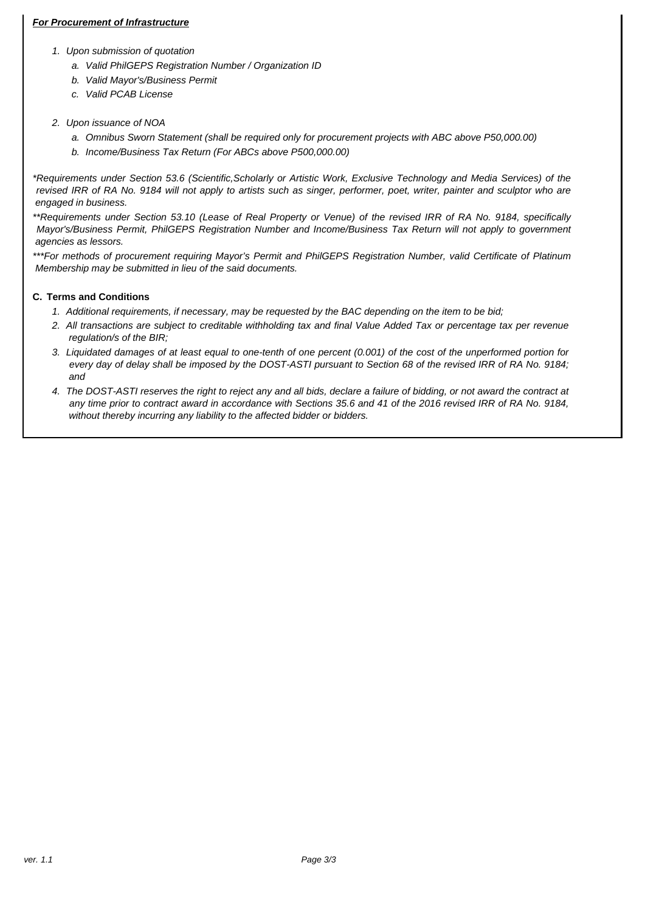***For Procurement of Infrastructure***

1. *Upon submission of quotation*
   a. *Valid PhilGEPS Registration Number / Organization ID*
   b. *Valid Mayor's/Business Permit*
   c. *Valid PCAB License*

2. *Upon issuance of NOA*
   a. *Omnibus Sworn Statement (shall be required only for procurement projects with ABC above P50,000.00)*
   b. *Income/Business Tax Return (For ABCs above P500,000.00)*

**Requirements under Section 53.6 (Scientific,Scholarly or Artistic Work, Exclusive Technology and Media Services) of the revised IRR of RA No. 9184 will not apply to artists such as singer, performer, poet, writer, painter and sculptor who are engaged in business.*

***Requirements under Section 53.10 (Lease of Real Property or Venue) of the revised IRR of RA No. 9184, specifically Mayor's/Business Permit, PhilGEPS Registration Number and Income/Business Tax Return will not apply to government agencies as lessors.*

****For methods of procurement requiring Mayor's Permit and PhilGEPS Registration Number, valid Certificate of Platinum Membership may be submitted in lieu of the said documents.*

**C. Terms and Conditions**

1. *Additional requirements, if necessary, may be requested by the BAC depending on the item to be bid;*
2. *All transactions are subject to creditable withholding tax and final Value Added Tax or percentage tax per revenue regulation/s of the BIR;*
3. *Liquidated damages of at least equal to one-tenth of one percent (0.001) of the cost of the unperformed portion for every day of delay shall be imposed by the DOST-ASTI pursuant to Section 68 of the revised IRR of RA No. 9184; and*
4. *The DOST-ASTI reserves the right to reject any and all bids, declare a failure of bidding, or not award the contract at any time prior to contract award in accordance with Sections 35.6 and 41 of the 2016 revised IRR of RA No. 9184, without thereby incurring any liability to the affected bidder or bidders.*